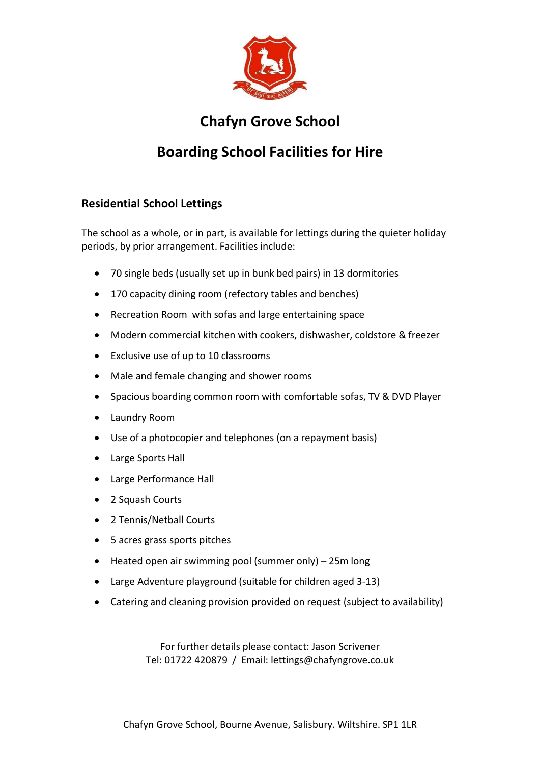# Chafyn Grove School

# Boarding School Facilities for Hire

## Residential School Lettings

The school as a whole, or in part, is available for lettings during the quieter holiday periods, by prior arrangement. Facilities include:

- 70 single beds (usually set up in bunk bed pairs) in 13 dormitories
- 170 capacity dining room (refectory tables and benches)
- Recreation Room with sofas and large entertaining space
- Modern commercial kitchen with cookers, dishwasher, coldstore & freezer
- Exclusive use of up to 10 classrooms
- Male and female changing and shower rooms
- Spacious boarding common room with comfortable sofas, TV & DVD Player
- Laundry Room
- Use of a photocopier and telephones (on a repayment basis)
- Large Sports Hall
- Large Performance Hall
- 2 Squash Courts
- 2 Tennis/Netball Courts
- 5 acres grass sports pitches
- Heated open air swimming pool (summer only) – 25m long
- Large Adventure playground (suitable for children aged 3-13)
- Catering and cleaning provision provided on request (subject to availability)

For further details please contact: Jason Scrivener
Tel: 01722 420879 / Email: lettings@chafyngrove.co.uk

Chafyn Grove School, Bourne Avenue, Salisbury. Wiltshire. SP1 1LR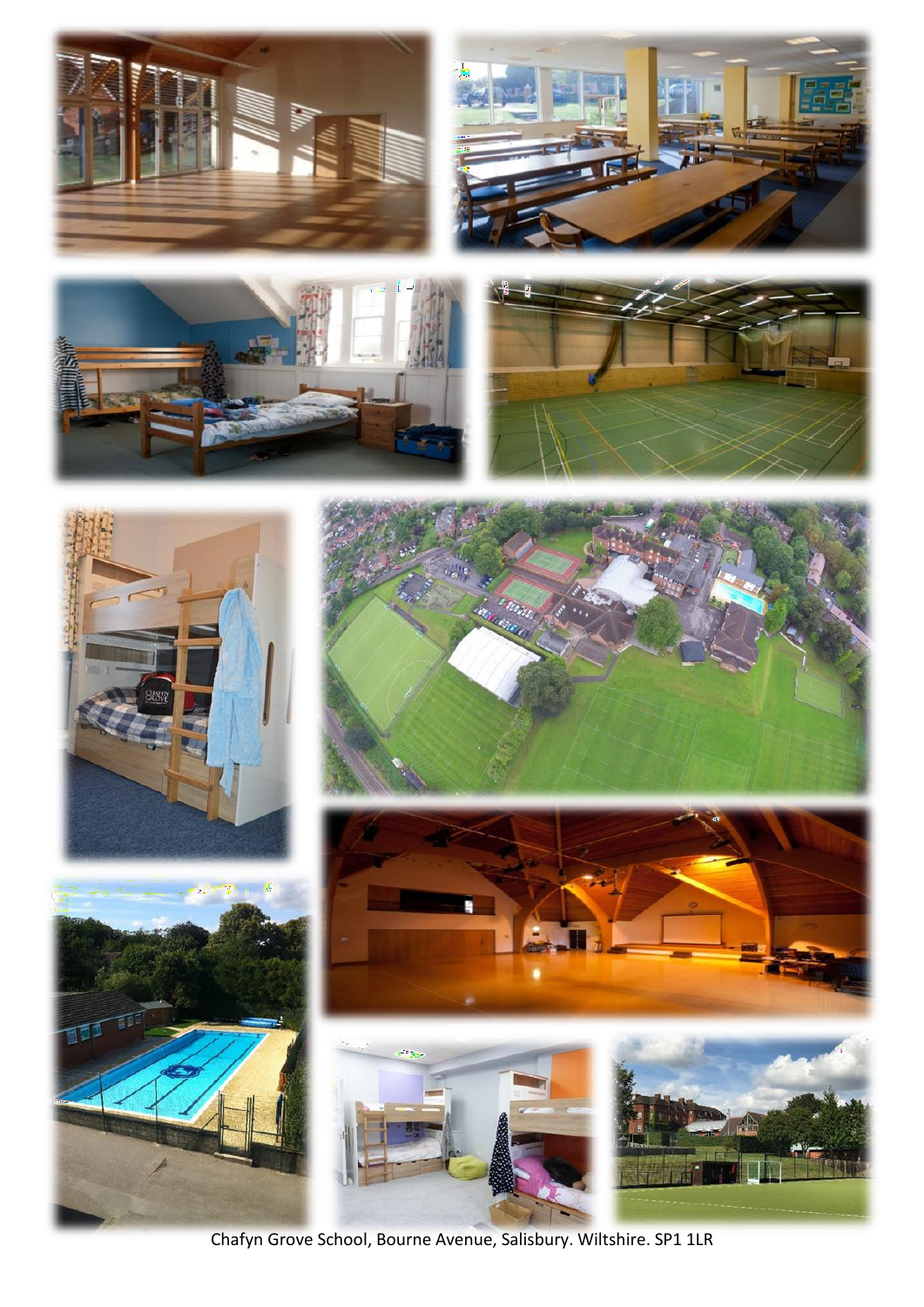Chafyn Grove School, Bourne Avenue, Salisbury. Wiltshire. SP1 1LR